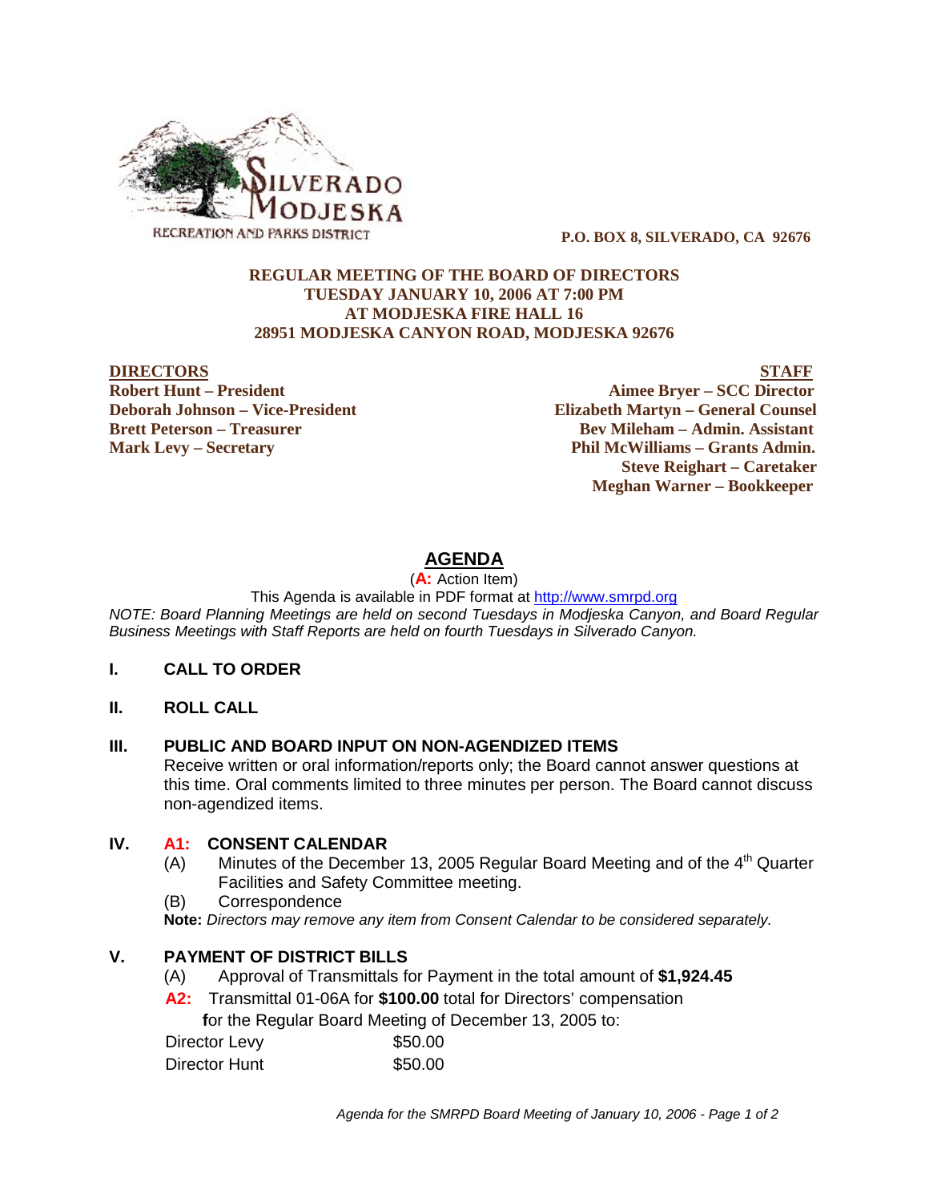SILVERADO MODJESKA
RECREATION AND PARKS DISTRICT

**P.O. BOX 8, SILVERADO, CA 92676**

**REGULAR MEETING OF THE BOARD OF DIRECTORS**
**TUESDAY JANUARY 10, 2006 AT 7:00 PM**
**AT MODJESKA FIRE HALL 16**
**28951 MODJESKA CANYON ROAD, MODJESKA 92676**

| DIRECTORS | STAFF |
|---|---|
| **Robert Hunt – President** | **Aimee Bryer – SCC Director** |
| **Deborah Johnson – Vice-President** | **Elizabeth Martyn – General Counsel** |
| **Brett Peterson – Treasurer** | **Bev Mileham – Admin. Assistant** |
| **Mark Levy – Secretary** | **Phil McWilliams – Grants Admin.** |
| | **Steve Reighart – Caretaker** |
| | **Meghan Warner – Bookkeeper** |

# AGENDA

(**A:** Action Item)

This Agenda is available in PDF format at http://www.smrpd.org

*NOTE: Board Planning Meetings are held on second Tuesdays in Modjeska Canyon, and Board Regular Business Meetings with Staff Reports are held on fourth Tuesdays in Silverado Canyon.*

## I. CALL TO ORDER

## II. ROLL CALL

## III. PUBLIC AND BOARD INPUT ON NON-AGENDIZED ITEMS

Receive written or oral information/reports only; the Board cannot answer questions at this time. Oral comments limited to three minutes per person. The Board cannot discuss non-agendized items.

## IV. A1: CONSENT CALENDAR

(A) Minutes of the December 13, 2005 Regular Board Meeting and of the 4th Quarter Facilities and Safety Committee meeting.

(B) Correspondence

**Note:** *Directors may remove any item from Consent Calendar to be considered separately.*

## V. PAYMENT OF DISTRICT BILLS

(A) Approval of Transmittals for Payment in the total amount of **$1,924.45**

**A2:** Transmittal 01-06A for **$100.00** total for Directors' compensation **f**or the Regular Board Meeting of December 13, 2005 to:

| | |
|---|---|
| Director Levy | $50.00 |
| Director Hunt | $50.00 |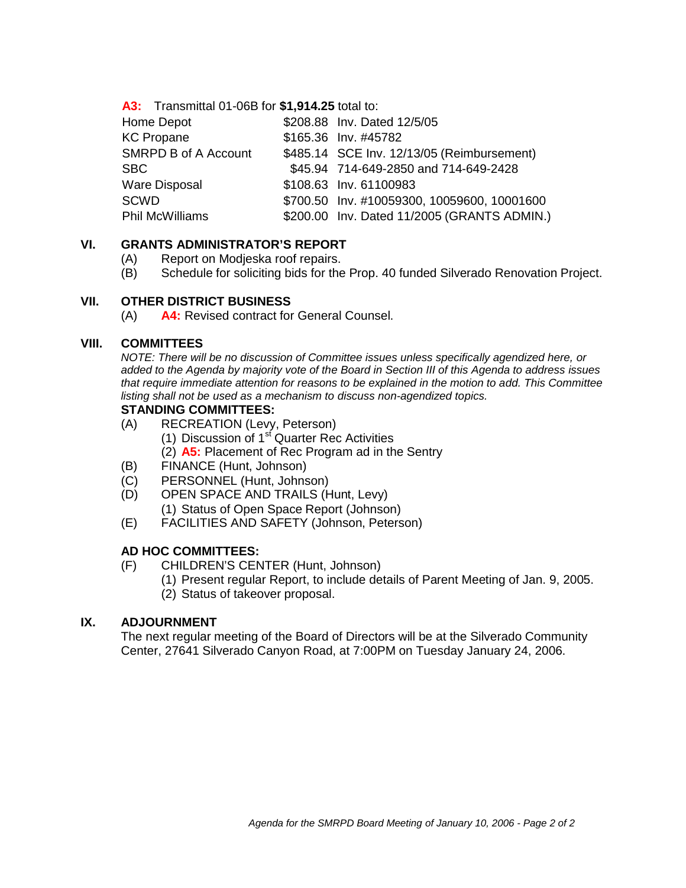**A3:** Transmittal 01-06B for **$1,914.25** total to:

| | | |
|---|---|---|
| Home Depot | $208.88 | Inv. Dated 12/5/05 |
| KC Propane | $165.36 | Inv. #45782 |
| SMRPD B of A Account | $485.14 | SCE Inv. 12/13/05 (Reimbursement) |
| SBC | $45.94 | 714-649-2850 and 714-649-2428 |
| Ware Disposal | $108.63 | Inv. 61100983 |
| SCWD | $700.50 | Inv. #10059300, 10059600, 10001600 |
| Phil McWilliams | $200.00 | Inv. Dated 11/2005 (GRANTS ADMIN.) |

## VI. GRANTS ADMINISTRATOR'S REPORT

(A) Report on Modjeska roof repairs.

(B) Schedule for soliciting bids for the Prop. 40 funded Silverado Renovation Project.

## VII. OTHER DISTRICT BUSINESS

(A) **A4:** Revised contract for General Counsel.

## VIII. COMMITTEES

*NOTE: There will be no discussion of Committee issues unless specifically agendized here, or added to the Agenda by majority vote of the Board in Section III of this Agenda to address issues that require immediate attention for reasons to be explained in the motion to add. This Committee listing shall not be used as a mechanism to discuss non-agendized topics.*

**STANDING COMMITTEES:**

(A) RECREATION (Levy, Peterson)
- (1) Discussion of 1st Quarter Rec Activities
- (2) **A5:** Placement of Rec Program ad in the Sentry

(B) FINANCE (Hunt, Johnson)

(C) PERSONNEL (Hunt, Johnson)

(D) OPEN SPACE AND TRAILS (Hunt, Levy)
- (1) Status of Open Space Report (Johnson)

(E) FACILITIES AND SAFETY (Johnson, Peterson)

**AD HOC COMMITTEES:**

(F) CHILDREN'S CENTER (Hunt, Johnson)
- (1) Present regular Report, to include details of Parent Meeting of Jan. 9, 2005.
- (2) Status of takeover proposal.

## IX. ADJOURNMENT

The next regular meeting of the Board of Directors will be at the Silverado Community Center, 27641 Silverado Canyon Road, at 7:00PM on Tuesday January 24, 2006.